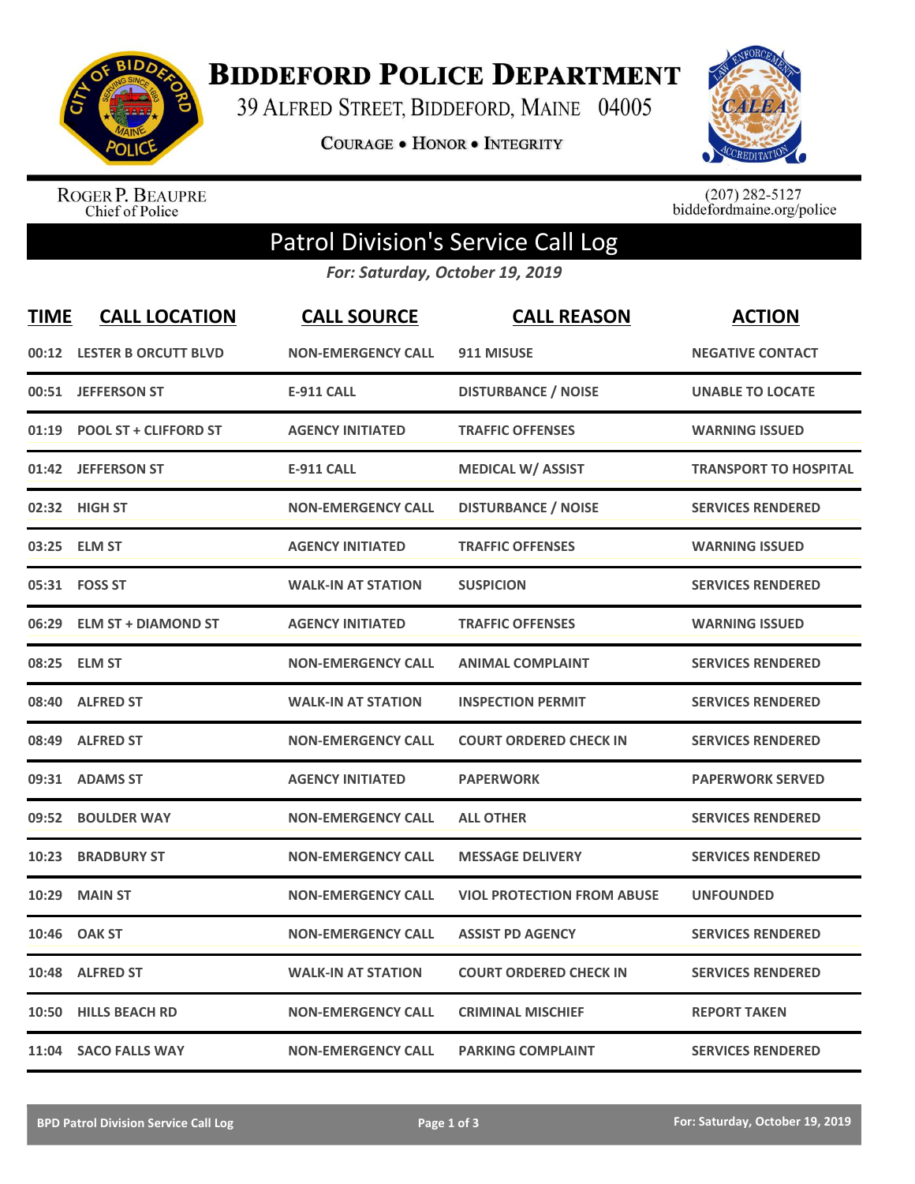# Biddeford Police Department

39 Alfred Street, Biddeford, Maine 04005

Courage • Honor • Integrity

Roger P. Beaupre
Chief of Police

(207) 282-5127
biddefordmaine.org/police

## Patrol Division's Service Call Log

*For: Saturday, October 19, 2019*

| TIME | CALL LOCATION | CALL SOURCE | CALL REASON | ACTION |
|---|---|---|---|---|
| 00:12 | LESTER B ORCUTT BLVD | NON-EMERGENCY CALL | 911 MISUSE | NEGATIVE CONTACT |
| 00:51 | JEFFERSON ST | E-911 CALL | DISTURBANCE / NOISE | UNABLE TO LOCATE |
| 01:19 | POOL ST + CLIFFORD ST | AGENCY INITIATED | TRAFFIC OFFENSES | WARNING ISSUED |
| 01:42 | JEFFERSON ST | E-911 CALL | MEDICAL W/ ASSIST | TRANSPORT TO HOSPITAL |
| 02:32 | HIGH ST | NON-EMERGENCY CALL | DISTURBANCE / NOISE | SERVICES RENDERED |
| 03:25 | ELM ST | AGENCY INITIATED | TRAFFIC OFFENSES | WARNING ISSUED |
| 05:31 | FOSS ST | WALK-IN AT STATION | SUSPICION | SERVICES RENDERED |
| 06:29 | ELM ST + DIAMOND ST | AGENCY INITIATED | TRAFFIC OFFENSES | WARNING ISSUED |
| 08:25 | ELM ST | NON-EMERGENCY CALL | ANIMAL COMPLAINT | SERVICES RENDERED |
| 08:40 | ALFRED ST | WALK-IN AT STATION | INSPECTION PERMIT | SERVICES RENDERED |
| 08:49 | ALFRED ST | NON-EMERGENCY CALL | COURT ORDERED CHECK IN | SERVICES RENDERED |
| 09:31 | ADAMS ST | AGENCY INITIATED | PAPERWORK | PAPERWORK SERVED |
| 09:52 | BOULDER WAY | NON-EMERGENCY CALL | ALL OTHER | SERVICES RENDERED |
| 10:23 | BRADBURY ST | NON-EMERGENCY CALL | MESSAGE DELIVERY | SERVICES RENDERED |
| 10:29 | MAIN ST | NON-EMERGENCY CALL | VIOL PROTECTION FROM ABUSE | UNFOUNDED |
| 10:46 | OAK ST | NON-EMERGENCY CALL | ASSIST PD AGENCY | SERVICES RENDERED |
| 10:48 | ALFRED ST | WALK-IN AT STATION | COURT ORDERED CHECK IN | SERVICES RENDERED |
| 10:50 | HILLS BEACH RD | NON-EMERGENCY CALL | CRIMINAL MISCHIEF | REPORT TAKEN |
| 11:04 | SACO FALLS WAY | NON-EMERGENCY CALL | PARKING COMPLAINT | SERVICES RENDERED |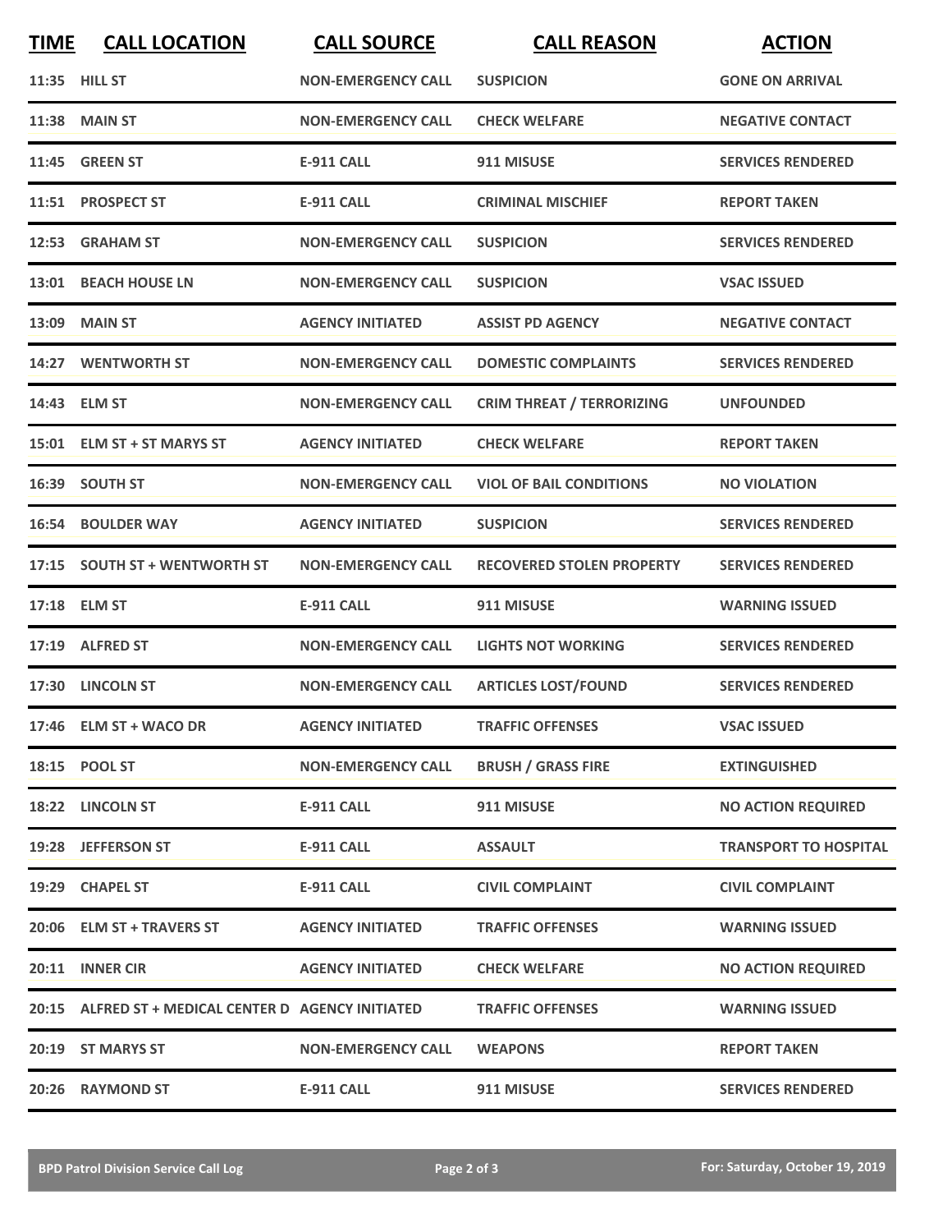| TIME | CALL LOCATION | CALL SOURCE | CALL REASON | ACTION |
|---|---|---|---|---|
| 11:35 | HILL ST | NON-EMERGENCY CALL | SUSPICION | GONE ON ARRIVAL |
| 11:38 | MAIN ST | NON-EMERGENCY CALL | CHECK WELFARE | NEGATIVE CONTACT |
| 11:45 | GREEN ST | E-911 CALL | 911 MISUSE | SERVICES RENDERED |
| 11:51 | PROSPECT ST | E-911 CALL | CRIMINAL MISCHIEF | REPORT TAKEN |
| 12:53 | GRAHAM ST | NON-EMERGENCY CALL | SUSPICION | SERVICES RENDERED |
| 13:01 | BEACH HOUSE LN | NON-EMERGENCY CALL | SUSPICION | VSAC ISSUED |
| 13:09 | MAIN ST | AGENCY INITIATED | ASSIST PD AGENCY | NEGATIVE CONTACT |
| 14:27 | WENTWORTH ST | NON-EMERGENCY CALL | DOMESTIC COMPLAINTS | SERVICES RENDERED |
| 14:43 | ELM ST | NON-EMERGENCY CALL | CRIM THREAT / TERRORIZING | UNFOUNDED |
| 15:01 | ELM ST + ST MARYS ST | AGENCY INITIATED | CHECK WELFARE | REPORT TAKEN |
| 16:39 | SOUTH ST | NON-EMERGENCY CALL | VIOL OF BAIL CONDITIONS | NO VIOLATION |
| 16:54 | BOULDER WAY | AGENCY INITIATED | SUSPICION | SERVICES RENDERED |
| 17:15 | SOUTH ST + WENTWORTH ST | NON-EMERGENCY CALL | RECOVERED STOLEN PROPERTY | SERVICES RENDERED |
| 17:18 | ELM ST | E-911 CALL | 911 MISUSE | WARNING ISSUED |
| 17:19 | ALFRED ST | NON-EMERGENCY CALL | LIGHTS NOT WORKING | SERVICES RENDERED |
| 17:30 | LINCOLN ST | NON-EMERGENCY CALL | ARTICLES LOST/FOUND | SERVICES RENDERED |
| 17:46 | ELM ST + WACO DR | AGENCY INITIATED | TRAFFIC OFFENSES | VSAC ISSUED |
| 18:15 | POOL ST | NON-EMERGENCY CALL | BRUSH / GRASS FIRE | EXTINGUISHED |
| 18:22 | LINCOLN ST | E-911 CALL | 911 MISUSE | NO ACTION REQUIRED |
| 19:28 | JEFFERSON ST | E-911 CALL | ASSAULT | TRANSPORT TO HOSPITAL |
| 19:29 | CHAPEL ST | E-911 CALL | CIVIL COMPLAINT | CIVIL COMPLAINT |
| 20:06 | ELM ST + TRAVERS ST | AGENCY INITIATED | TRAFFIC OFFENSES | WARNING ISSUED |
| 20:11 | INNER CIR | AGENCY INITIATED | CHECK WELFARE | NO ACTION REQUIRED |
| 20:15 | ALFRED ST + MEDICAL CENTER D | AGENCY INITIATED | TRAFFIC OFFENSES | WARNING ISSUED |
| 20:19 | ST MARYS ST | NON-EMERGENCY CALL | WEAPONS | REPORT TAKEN |
| 20:26 | RAYMOND ST | E-911 CALL | 911 MISUSE | SERVICES RENDERED |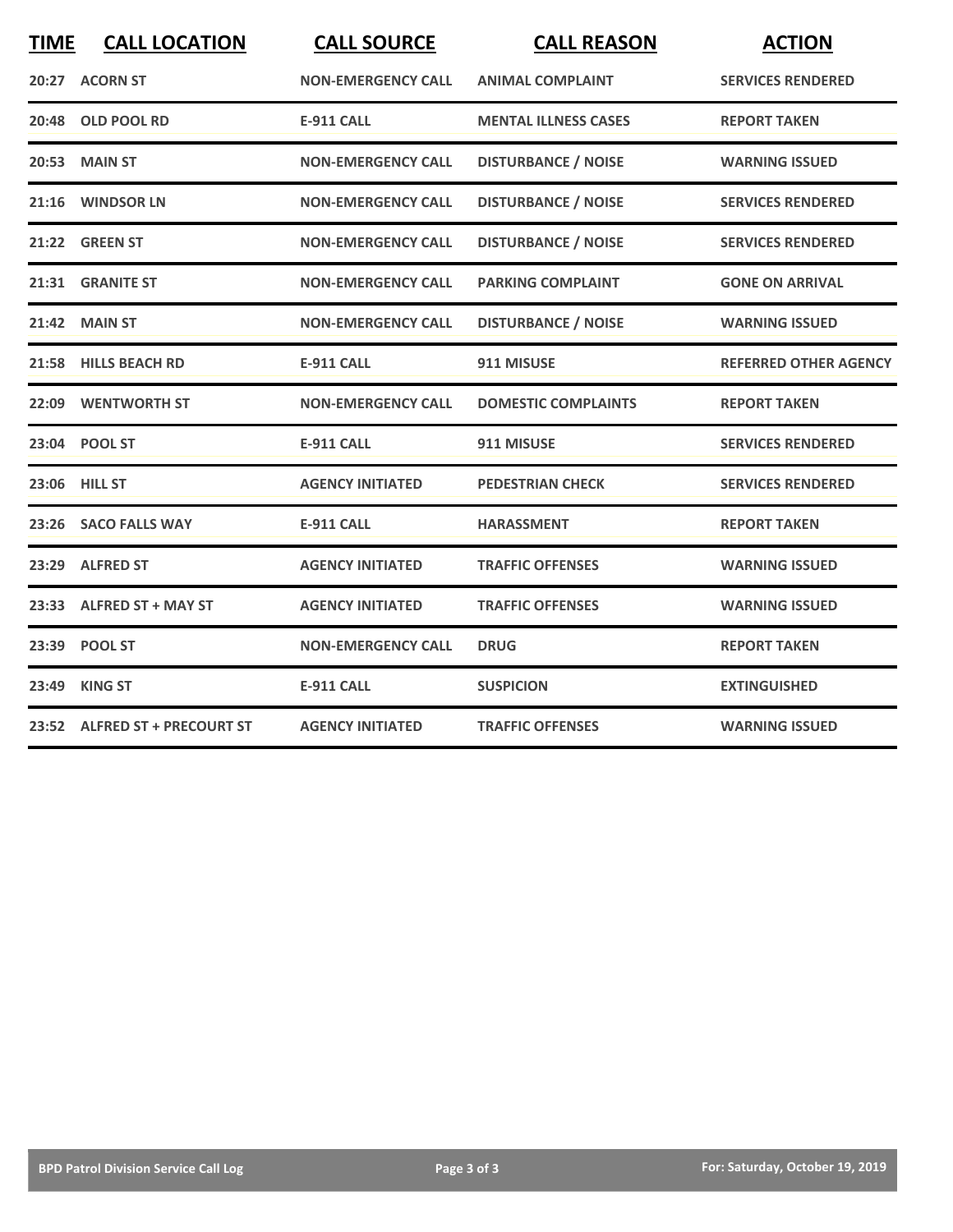| TIME | CALL LOCATION | CALL SOURCE | CALL REASON | ACTION |
| --- | --- | --- | --- | --- |
| 20:27 | ACORN ST | NON-EMERGENCY CALL | ANIMAL COMPLAINT | SERVICES RENDERED |
| 20:48 | OLD POOL RD | E-911 CALL | MENTAL ILLNESS CASES | REPORT TAKEN |
| 20:53 | MAIN ST | NON-EMERGENCY CALL | DISTURBANCE / NOISE | WARNING ISSUED |
| 21:16 | WINDSOR LN | NON-EMERGENCY CALL | DISTURBANCE / NOISE | SERVICES RENDERED |
| 21:22 | GREEN ST | NON-EMERGENCY CALL | DISTURBANCE / NOISE | SERVICES RENDERED |
| 21:31 | GRANITE ST | NON-EMERGENCY CALL | PARKING COMPLAINT | GONE ON ARRIVAL |
| 21:42 | MAIN ST | NON-EMERGENCY CALL | DISTURBANCE / NOISE | WARNING ISSUED |
| 21:58 | HILLS BEACH RD | E-911 CALL | 911 MISUSE | REFERRED OTHER AGENCY |
| 22:09 | WENTWORTH ST | NON-EMERGENCY CALL | DOMESTIC COMPLAINTS | REPORT TAKEN |
| 23:04 | POOL ST | E-911 CALL | 911 MISUSE | SERVICES RENDERED |
| 23:06 | HILL ST | AGENCY INITIATED | PEDESTRIAN CHECK | SERVICES RENDERED |
| 23:26 | SACO FALLS WAY | E-911 CALL | HARASSMENT | REPORT TAKEN |
| 23:29 | ALFRED ST | AGENCY INITIATED | TRAFFIC OFFENSES | WARNING ISSUED |
| 23:33 | ALFRED ST + MAY ST | AGENCY INITIATED | TRAFFIC OFFENSES | WARNING ISSUED |
| 23:39 | POOL ST | NON-EMERGENCY CALL | DRUG | REPORT TAKEN |
| 23:49 | KING ST | E-911 CALL | SUSPICION | EXTINGUISHED |
| 23:52 | ALFRED ST + PRECOURT ST | AGENCY INITIATED | TRAFFIC OFFENSES | WARNING ISSUED |